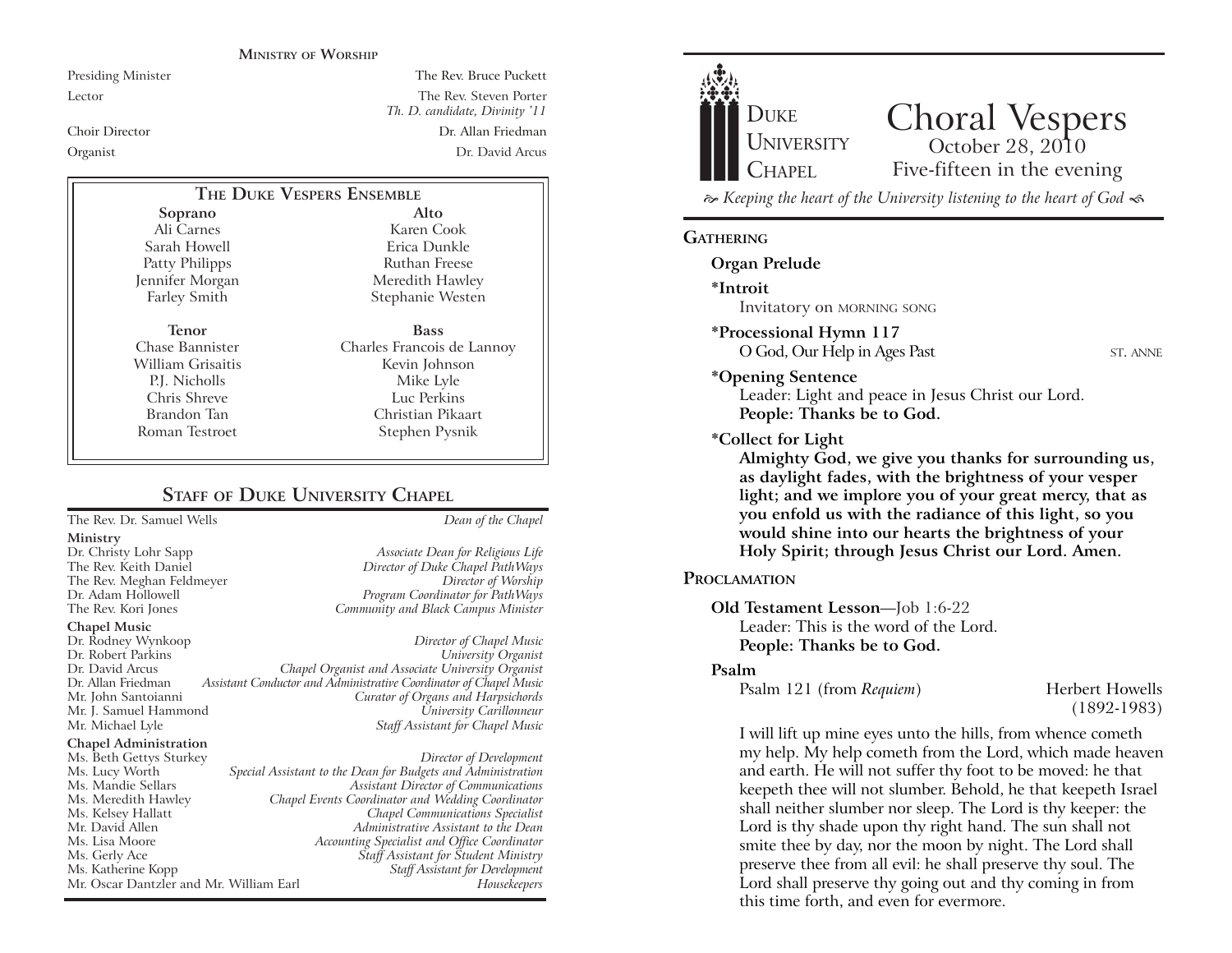## Ministry of Worship

| | |
|---|---|
| Presiding Minister | The Rev. Bruce Puckett |
| Lector | The Rev. Steven Porter<br>*Th. D. candidate, Divinity '11* |
| Choir Director | Dr. Allan Friedman |
| Organist | Dr. David Arcus |

### The Duke Vespers Ensemble

| Soprano | Alto |
|---|---|
| Ali Carnes | Karen Cook |
| Sarah Howell | Erica Dunkle |
| Patty Philipps | Ruthan Freese |
| Jennifer Morgan | Meredith Hawley |
| Farley Smith | Stephanie Westen |

| Tenor | Bass |
|---|---|
| Chase Bannister | Charles Francois de Lannoy |
| William Grisaitis | Kevin Johnson |
| P.J. Nicholls | Mike Lyle |
| Chris Shreve | Luc Perkins |
| Brandon Tan | Christian Pikaart |
| Roman Testroet | Stephen Pysnik |

## Staff of Duke University Chapel

The Rev. Dr. Samuel Wells — *Dean of the Chapel*

**Ministry**

| | |
|---|---|
| Dr. Christy Lohr Sapp | *Associate Dean for Religious Life* |
| The Rev. Keith Daniel | *Director of Duke Chapel PathWays* |
| The Rev. Meghan Feldmeyer | *Director of Worship* |
| Dr. Adam Hollowell | *Program Coordinator for PathWays* |
| The Rev. Kori Jones | *Community and Black Campus Minister* |

**Chapel Music**

| | |
|---|---|
| Dr. Rodney Wynkoop | *Director of Chapel Music* |
| Dr. Robert Parkins | *University Organist* |
| Dr. David Arcus | *Chapel Organist and Associate University Organist* |
| Dr. Allan Friedman | *Assistant Conductor and Administrative Coordinator of Chapel Music* |
| Mr. John Santoianni | *Curator of Organs and Harpsichords* |
| Mr. J. Samuel Hammond | *University Carillonneur* |
| Mr. Michael Lyle | *Staff Assistant for Chapel Music* |

**Chapel Administration**

| | |
|---|---|
| Ms. Beth Gettys Sturkey | *Director of Development* |
| Ms. Lucy Worth | *Special Assistant to the Dean for Budgets and Administration* |
| Ms. Mandie Sellars | *Assistant Director of Communications* |
| Ms. Meredith Hawley | *Chapel Events Coordinator and Wedding Coordinator* |
| Ms. Kelsey Hallatt | *Chapel Communications Specialist* |
| Mr. David Allen | *Administrative Assistant to the Dean* |
| Ms. Lisa Moore | *Accounting Specialist and Office Coordinator* |
| Ms. Gerly Ace | *Staff Assistant for Student Ministry* |
| Ms. Katherine Kopp | *Staff Assistant for Development* |
| Mr. Oscar Dantzler and Mr. William Earl | *Housekeepers* |

---

Duke University Chapel

# Choral Vespers

October 28, 2010

Five-fifteen in the evening

*Keeping the heart of the University listening to the heart of God*

## Gathering

**Organ Prelude**

**\*Introit**

Invitatory on MORNING SONG

**\*Processional Hymn 117**

O God, Our Help in Ages Past — ST. ANNE

**\*Opening Sentence**

Leader: Light and peace in Jesus Christ our Lord.

**People: Thanks be to God.**

**\*Collect for Light**

**Almighty God, we give you thanks for surrounding us, as daylight fades, with the brightness of your vesper light; and we implore you of your great mercy, that as you enfold us with the radiance of this light, so you would shine into our hearts the brightness of your Holy Spirit; through Jesus Christ our Lord. Amen.**

## Proclamation

**Old Testament Lesson**—Job 1:6-22

Leader: This is the word of the Lord.

**People: Thanks be to God.**

**Psalm**

Psalm 121 (from *Requiem*) — Herbert Howells (1892-1983)

I will lift up mine eyes unto the hills, from whence cometh my help. My help cometh from the Lord, which made heaven and earth. He will not suffer thy foot to be moved: he that keepeth thee will not slumber. Behold, he that keepeth Israel shall neither slumber nor sleep. The Lord is thy keeper: the Lord is thy shade upon thy right hand. The sun shall not smite thee by day, nor the moon by night. The Lord shall preserve thee from all evil: he shall preserve thy soul. The Lord shall preserve thy going out and thy coming in from this time forth, and even for evermore.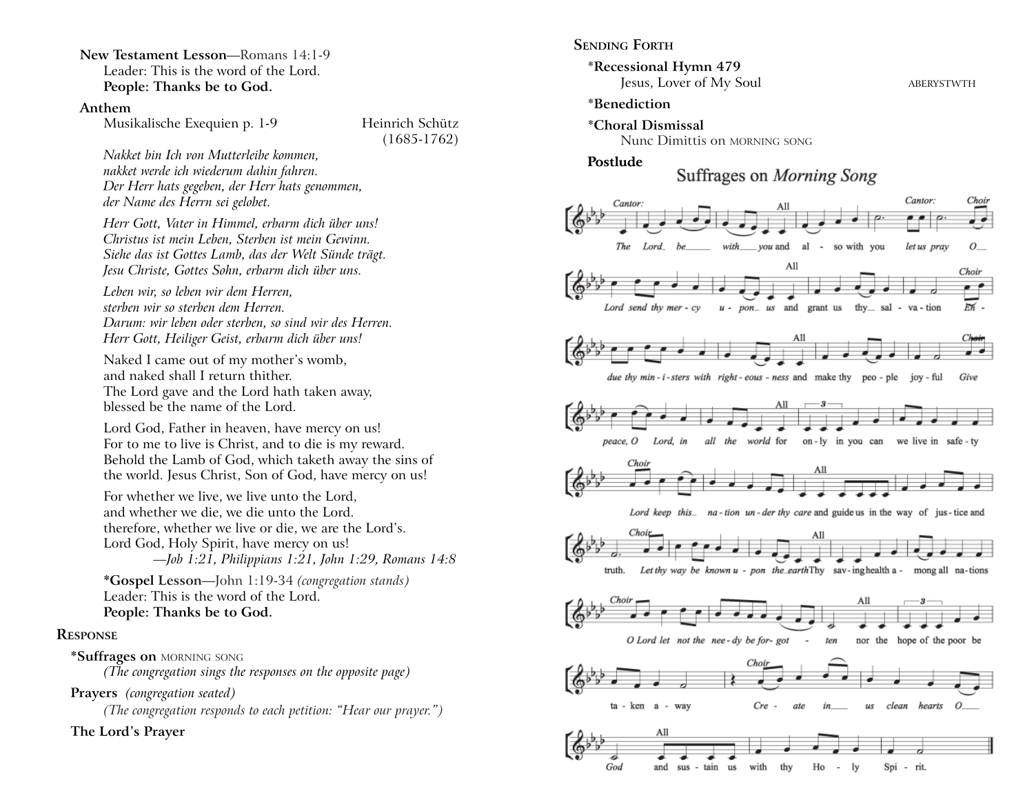**New Testament Lesson**—Romans 14:1-9
Leader: This is the word of the Lord.
**People: Thanks be to God.**

**Anthem**
Musikalische Exequien p. 1-9 — Heinrich Schütz (1685-1762)

*Nakket bin Ich von Mutterleibe kommen,*
*nakket werde ich wiederum dahin fahren.*
*Der Herr hats gegeben, der Herr hats genommen,*
*der Name des Herrn sei gelobet.*

*Herr Gott, Vater in Himmel, erbarm dich über uns!*
*Christus ist mein Leben, Sterben ist mein Gewinn.*
*Siehe das ist Gottes Lamb, das der Welt Sünde trägt.*
*Jesu Christe, Gottes Sohn, erbarm dich über uns.*

*Leben wir, so leben wir dem Herren,*
*sterben wir so sterben dem Herren.*
*Darum: wir leben oder sterben, so sind wir des Herren.*
*Herr Gott, Heiliger Geist, erbarm dich über uns!*

Naked I came out of my mother's womb,
and naked shall I return thither.
The Lord gave and the Lord hath taken away,
blessed be the name of the Lord.

Lord God, Father in heaven, have mercy on us!
For to me to live is Christ, and to die is my reward.
Behold the Lamb of God, which taketh away the sins of the world. Jesus Christ, Son of God, have mercy on us!

For whether we live, we live unto the Lord,
and whether we die, we die unto the Lord.
therefore, whether we live or die, we are the Lord's.
Lord God, Holy Spirit, have mercy on us!
*—Job 1:21, Philippians 1:21, John 1:29, Romans 14:8*

**\*Gospel Lesson**—John 1:19-34 *(congregation stands)*
Leader: This is the word of the Lord.
**People: Thanks be to God.**

## Response

**\*Suffrages on** MORNING SONG
*(The congregation sings the responses on the opposite page)*

**Prayers** *(congregation seated)*
*(The congregation responds to each petition: "Hear our prayer.")*

**The Lord's Prayer**

## Sending Forth

**\*Recessional Hymn 479**
Jesus, Lover of My Soul — ABERYSTWTH

**\*Benediction**

**\*Choral Dismissal**
Nunc Dimittis on MORNING SONG

**Postlude**

## Suffrages on *Morning Song*

Cantor: The Lord be with you
All: and also with you
Cantor: let us pray
Choir: O Lord send thy mercy upon us
All: and grant us thy salvation
Choir: Endue thy ministers with righteousness
All: and make thy people joyful
Choir: Give peace, O Lord, in all the world
All: for only in you can we live in safety
Choir: Lord keep this nation under thy care
All: and guide us in the way of justice and truth.
Choir: Let thy way be known upon the earth
All: Thy saving health among all nations
Choir: O Lord let not the needy be forgotten
All: nor the hope of the poor be taken away
Choir: Create in us clean hearts O God
All: and sustain us with thy Holy Spirit.